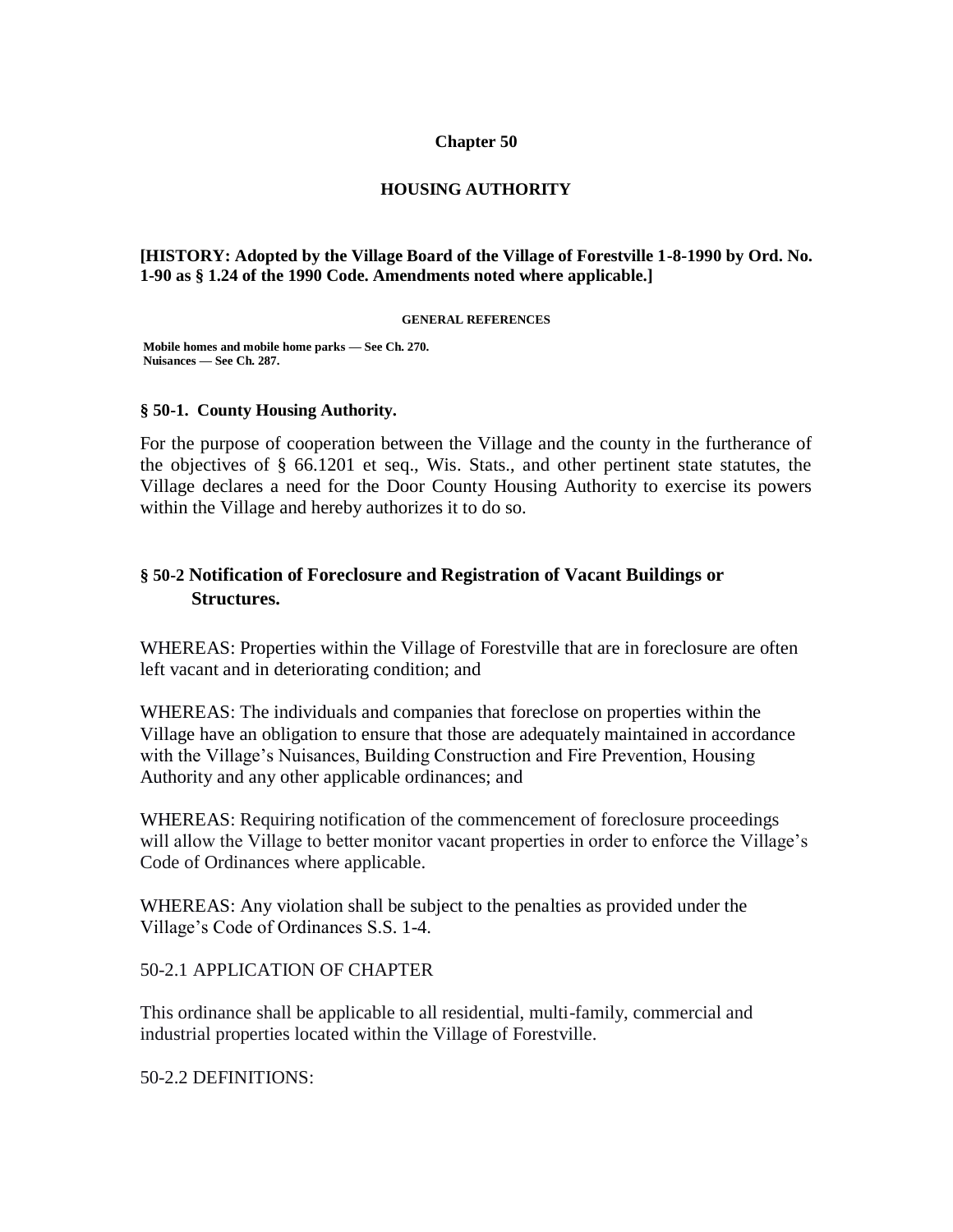# Chapter 50

## HOUSING AUTHORITY

**[HISTORY: Adopted by the Village Board of the Village of Forestville 1-8-1990 by Ord. No. 1-90 as § 1.24 of the 1990 Code. Amendments noted where applicable.]**

**GENERAL REFERENCES**

**Mobile homes and mobile home parks — See Ch. 270.**
**Nuisances — See Ch. 287.**

### § 50-1. County Housing Authority.

For the purpose of cooperation between the Village and the county in the furtherance of the objectives of § 66.1201 et seq., Wis. Stats., and other pertinent state statutes, the Village declares a need for the Door County Housing Authority to exercise its powers within the Village and hereby authorizes it to do so.

### § 50-2 Notification of Foreclosure and Registration of Vacant Buildings or Structures.

WHEREAS: Properties within the Village of Forestville that are in foreclosure are often left vacant and in deteriorating condition; and

WHEREAS: The individuals and companies that foreclose on properties within the Village have an obligation to ensure that those are adequately maintained in accordance with the Village's Nuisances, Building Construction and Fire Prevention, Housing Authority and any other applicable ordinances; and

WHEREAS: Requiring notification of the commencement of foreclosure proceedings will allow the Village to better monitor vacant properties in order to enforce the Village's Code of Ordinances where applicable.

WHEREAS: Any violation shall be subject to the penalties as provided under the Village's Code of Ordinances S.S. 1-4.

50-2.1 APPLICATION OF CHAPTER

This ordinance shall be applicable to all residential, multi-family, commercial and industrial properties located within the Village of Forestville.

50-2.2 DEFINITIONS: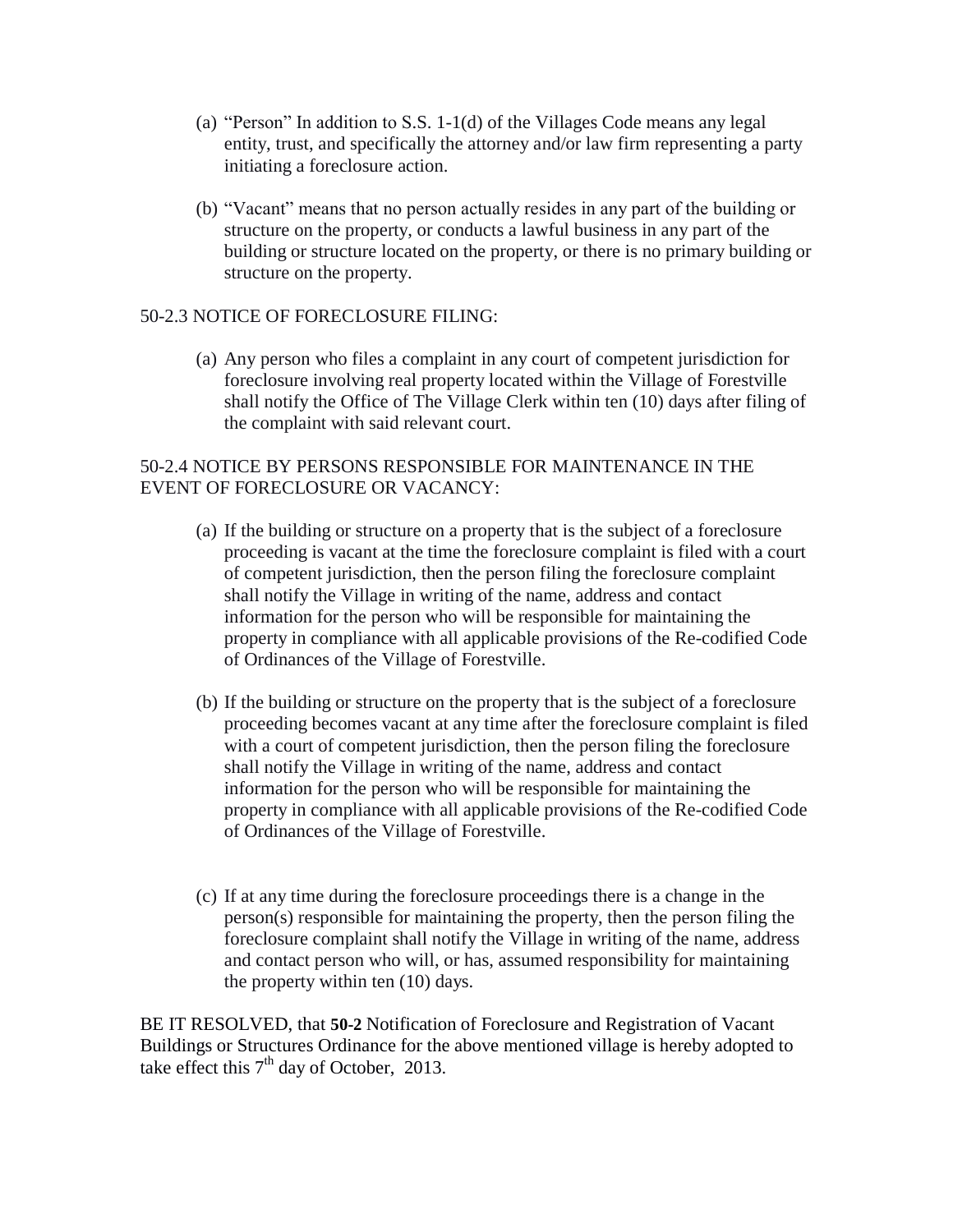(a) "Person" In addition to S.S. 1-1(d) of the Villages Code means any legal entity, trust, and specifically the attorney and/or law firm representing a party initiating a foreclosure action.

(b) "Vacant" means that no person actually resides in any part of the building or structure on the property, or conducts a lawful business in any part of the building or structure located on the property, or there is no primary building or structure on the property.

50-2.3 NOTICE OF FORECLOSURE FILING:

(a) Any person who files a complaint in any court of competent jurisdiction for foreclosure involving real property located within the Village of Forestville shall notify the Office of The Village Clerk within ten (10) days after filing of the complaint with said relevant court.

50-2.4 NOTICE BY PERSONS RESPONSIBLE FOR MAINTENANCE IN THE EVENT OF FORECLOSURE OR VACANCY:

(a) If the building or structure on a property that is the subject of a foreclosure proceeding is vacant at the time the foreclosure complaint is filed with a court of competent jurisdiction, then the person filing the foreclosure complaint shall notify the Village in writing of the name, address and contact information for the person who will be responsible for maintaining the property in compliance with all applicable provisions of the Re-codified Code of Ordinances of the Village of Forestville.

(b) If the building or structure on the property that is the subject of a foreclosure proceeding becomes vacant at any time after the foreclosure complaint is filed with a court of competent jurisdiction, then the person filing the foreclosure shall notify the Village in writing of the name, address and contact information for the person who will be responsible for maintaining the property in compliance with all applicable provisions of the Re-codified Code of Ordinances of the Village of Forestville.

(c) If at any time during the foreclosure proceedings there is a change in the person(s) responsible for maintaining the property, then the person filing the foreclosure complaint shall notify the Village in writing of the name, address and contact person who will, or has, assumed responsibility for maintaining the property within ten (10) days.

BE IT RESOLVED, that **50-2** Notification of Foreclosure and Registration of Vacant Buildings or Structures Ordinance for the above mentioned village is hereby adopted to take effect this 7th day of October, 2013.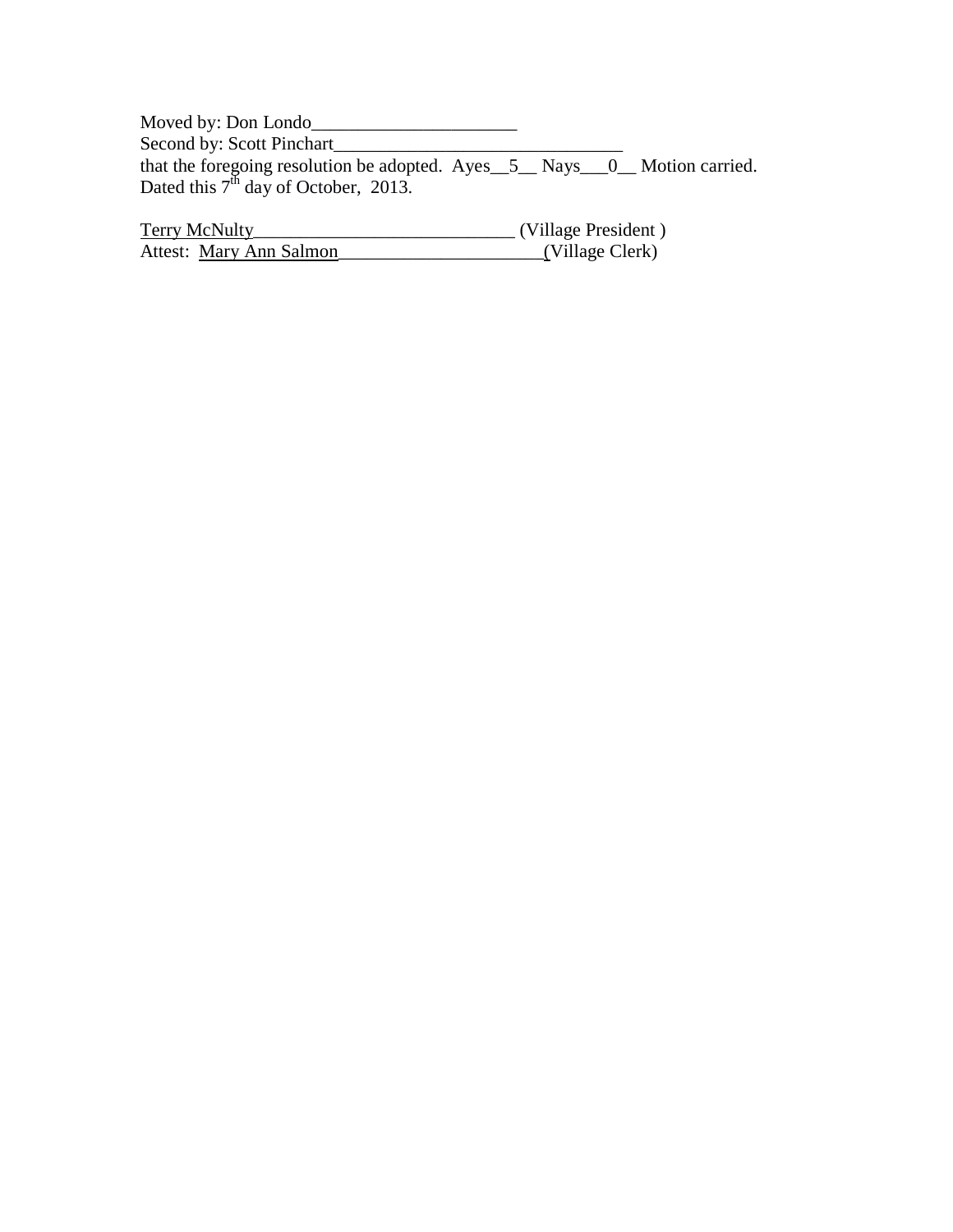Moved by: Don Londo______________________

Second by: Scott Pinchart_______________________________

that the foregoing resolution be adopted. Ayes__5__ Nays___0__ Motion carried.

Dated this 7th day of October, 2013.

Terry McNulty____________________________ (Village President )

Attest: Mary Ann Salmon______________________(Village Clerk)